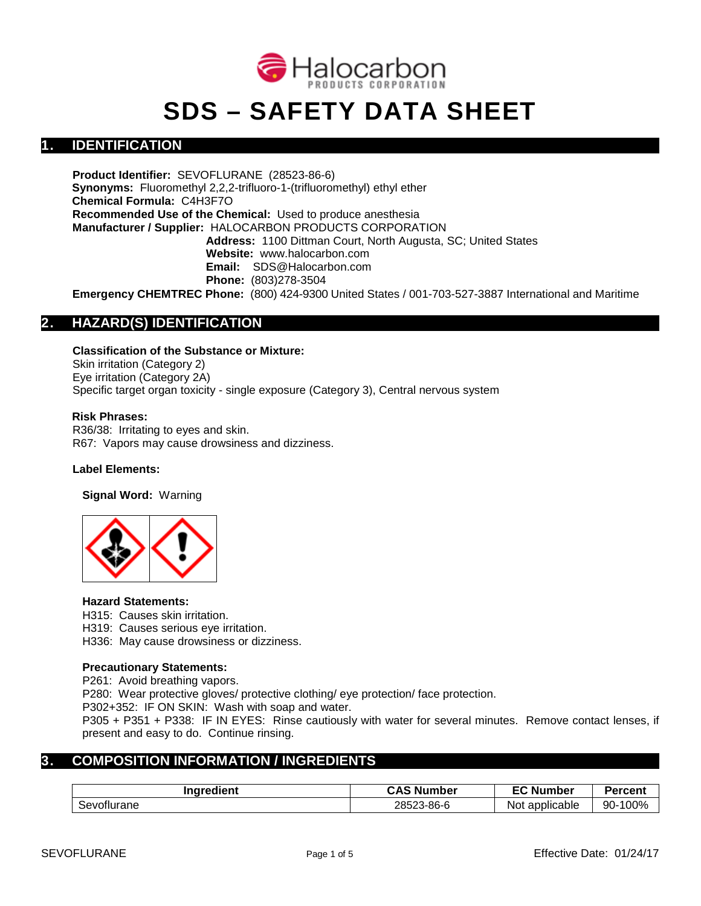Halocarbon
PRODUCTS CORPORATION

# SDS – SAFETY DATA SHEET

## 1. IDENTIFICATION

**Product Identifier:** SEVOFLURANE (28523-86-6)
**Synonyms:** Fluoromethyl 2,2,2-trifluoro-1-(trifluoromethyl) ethyl ether
**Chemical Formula:** $C_4H_3F_7O$
**Recommended Use of the Chemical:** Used to produce anesthesia
**Manufacturer / Supplier:** HALOCARBON PRODUCTS CORPORATION
**Address:** 1100 Dittman Court, North Augusta, SC; United States
**Website:** www.halocarbon.com
**Email:** SDS@Halocarbon.com
**Phone:** (803)278-3504
**Emergency CHEMTREC Phone:** (800) 424-9300 United States / 001-703-527-3887 International and Maritime

## 2. HAZARD(S) IDENTIFICATION

**Classification of the Substance or Mixture:**
Skin irritation (Category 2)
Eye irritation (Category 2A)
Specific target organ toxicity - single exposure (Category 3), Central nervous system

**Risk Phrases:**
R36/38: Irritating to eyes and skin.
R67: Vapors may cause drowsiness and dizziness.

**Label Elements:**

**Signal Word:** Warning

**Hazard Statements:**
H315: Causes skin irritation.
H319: Causes serious eye irritation.
H336: May cause drowsiness or dizziness.

**Precautionary Statements:**
P261: Avoid breathing vapors.
P280: Wear protective gloves/ protective clothing/ eye protection/ face protection.
P302+352: IF ON SKIN: Wash with soap and water.
P305 + P351 + P338: IF IN EYES: Rinse cautiously with water for several minutes. Remove contact lenses, if present and easy to do. Continue rinsing.

## 3. COMPOSITION INFORMATION / INGREDIENTS

| Ingredient | CAS Number | EC Number | Percent |
|---|---|---|---|
| Sevoflurane | 28523-86-6 | Not applicable | 90-100% |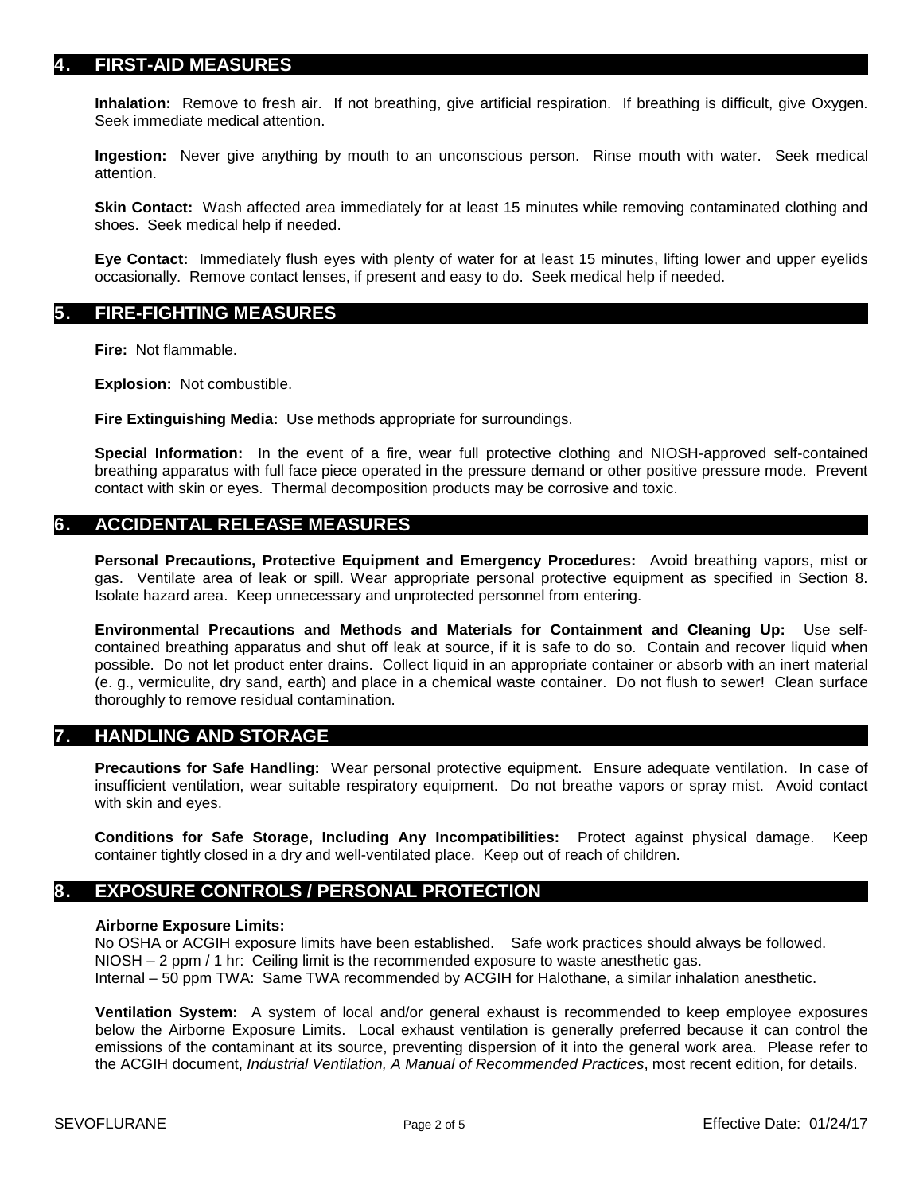## 4. FIRST-AID MEASURES

**Inhalation:** Remove to fresh air. If not breathing, give artificial respiration. If breathing is difficult, give Oxygen. Seek immediate medical attention.

**Ingestion:** Never give anything by mouth to an unconscious person. Rinse mouth with water. Seek medical attention.

**Skin Contact:** Wash affected area immediately for at least 15 minutes while removing contaminated clothing and shoes. Seek medical help if needed.

**Eye Contact:** Immediately flush eyes with plenty of water for at least 15 minutes, lifting lower and upper eyelids occasionally. Remove contact lenses, if present and easy to do. Seek medical help if needed.

## 5. FIRE-FIGHTING MEASURES

**Fire:** Not flammable.

**Explosion:** Not combustible.

**Fire Extinguishing Media:** Use methods appropriate for surroundings.

**Special Information:** In the event of a fire, wear full protective clothing and NIOSH-approved self-contained breathing apparatus with full face piece operated in the pressure demand or other positive pressure mode. Prevent contact with skin or eyes. Thermal decomposition products may be corrosive and toxic.

## 6. ACCIDENTAL RELEASE MEASURES

**Personal Precautions, Protective Equipment and Emergency Procedures:** Avoid breathing vapors, mist or gas. Ventilate area of leak or spill. Wear appropriate personal protective equipment as specified in Section 8. Isolate hazard area. Keep unnecessary and unprotected personnel from entering.

**Environmental Precautions and Methods and Materials for Containment and Cleaning Up:** Use self-contained breathing apparatus and shut off leak at source, if it is safe to do so. Contain and recover liquid when possible. Do not let product enter drains. Collect liquid in an appropriate container or absorb with an inert material (e. g., vermiculite, dry sand, earth) and place in a chemical waste container. Do not flush to sewer! Clean surface thoroughly to remove residual contamination.

## 7. HANDLING AND STORAGE

**Precautions for Safe Handling:** Wear personal protective equipment. Ensure adequate ventilation. In case of insufficient ventilation, wear suitable respiratory equipment. Do not breathe vapors or spray mist. Avoid contact with skin and eyes.

**Conditions for Safe Storage, Including Any Incompatibilities:** Protect against physical damage. Keep container tightly closed in a dry and well-ventilated place. Keep out of reach of children.

## 8. EXPOSURE CONTROLS / PERSONAL PROTECTION

**Airborne Exposure Limits:**
No OSHA or ACGIH exposure limits have been established. Safe work practices should always be followed.
NIOSH – 2 ppm / 1 hr: Ceiling limit is the recommended exposure to waste anesthetic gas.
Internal – 50 ppm TWA: Same TWA recommended by ACGIH for Halothane, a similar inhalation anesthetic.

**Ventilation System:** A system of local and/or general exhaust is recommended to keep employee exposures below the Airborne Exposure Limits. Local exhaust ventilation is generally preferred because it can control the emissions of the contaminant at its source, preventing dispersion of it into the general work area. Please refer to the ACGIH document, *Industrial Ventilation, A Manual of Recommended Practices*, most recent edition, for details.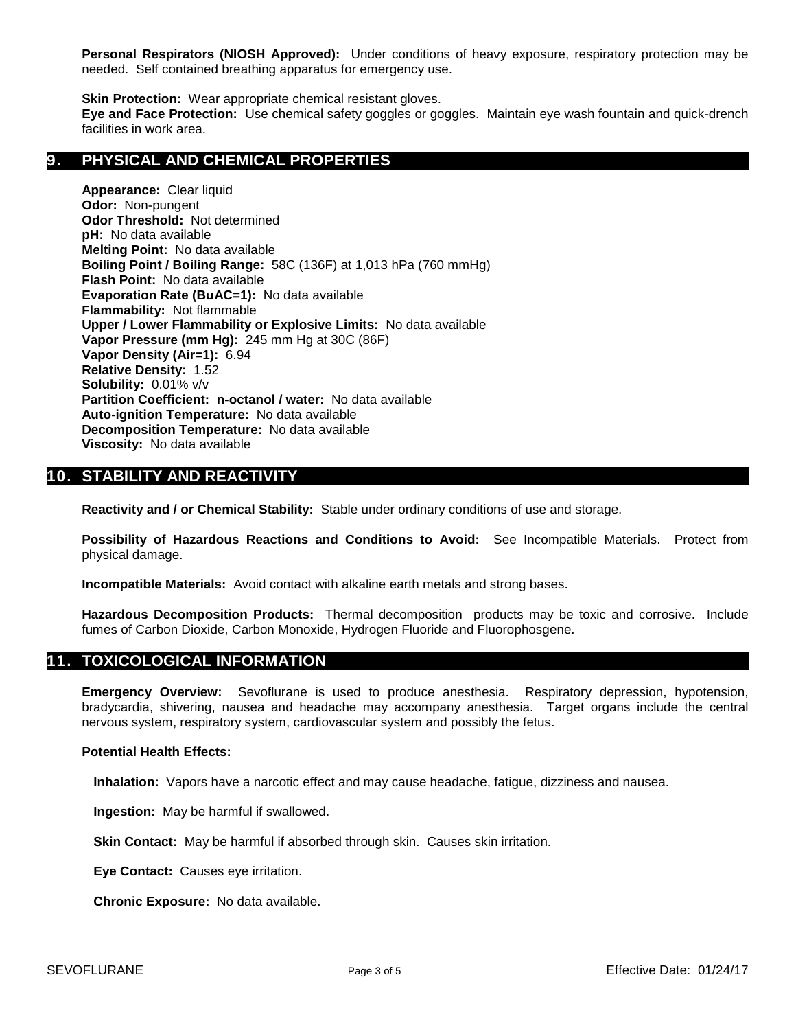**Personal Respirators (NIOSH Approved):** Under conditions of heavy exposure, respiratory protection may be needed. Self contained breathing apparatus for emergency use.

**Skin Protection:** Wear appropriate chemical resistant gloves.
**Eye and Face Protection:** Use chemical safety goggles or goggles. Maintain eye wash fountain and quick-drench facilities in work area.

## 9. PHYSICAL AND CHEMICAL PROPERTIES

**Appearance:** Clear liquid
**Odor:** Non-pungent
**Odor Threshold:** Not determined
**pH:** No data available
**Melting Point:** No data available
**Boiling Point / Boiling Range:** 58C (136F) at 1,013 hPa (760 mmHg)
**Flash Point:** No data available
**Evaporation Rate (BuAC=1):** No data available
**Flammability:** Not flammable
**Upper / Lower Flammability or Explosive Limits:** No data available
**Vapor Pressure (mm Hg):** 245 mm Hg at 30C (86F)
**Vapor Density (Air=1):** 6.94
**Relative Density:** 1.52
**Solubility:** 0.01% v/v
**Partition Coefficient: n-octanol / water:** No data available
**Auto-ignition Temperature:** No data available
**Decomposition Temperature:** No data available
**Viscosity:** No data available

## 10. STABILITY AND REACTIVITY

**Reactivity and / or Chemical Stability:** Stable under ordinary conditions of use and storage.

**Possibility of Hazardous Reactions and Conditions to Avoid:** See Incompatible Materials. Protect from physical damage.

**Incompatible Materials:** Avoid contact with alkaline earth metals and strong bases.

**Hazardous Decomposition Products:** Thermal decomposition products may be toxic and corrosive. Include fumes of Carbon Dioxide, Carbon Monoxide, Hydrogen Fluoride and Fluorophosgene.

## 11. TOXICOLOGICAL INFORMATION

**Emergency Overview:** Sevoflurane is used to produce anesthesia. Respiratory depression, hypotension, bradycardia, shivering, nausea and headache may accompany anesthesia. Target organs include the central nervous system, respiratory system, cardiovascular system and possibly the fetus.

**Potential Health Effects:**

**Inhalation:** Vapors have a narcotic effect and may cause headache, fatigue, dizziness and nausea.

**Ingestion:** May be harmful if swallowed.

**Skin Contact:** May be harmful if absorbed through skin. Causes skin irritation.

**Eye Contact:** Causes eye irritation.

**Chronic Exposure:** No data available.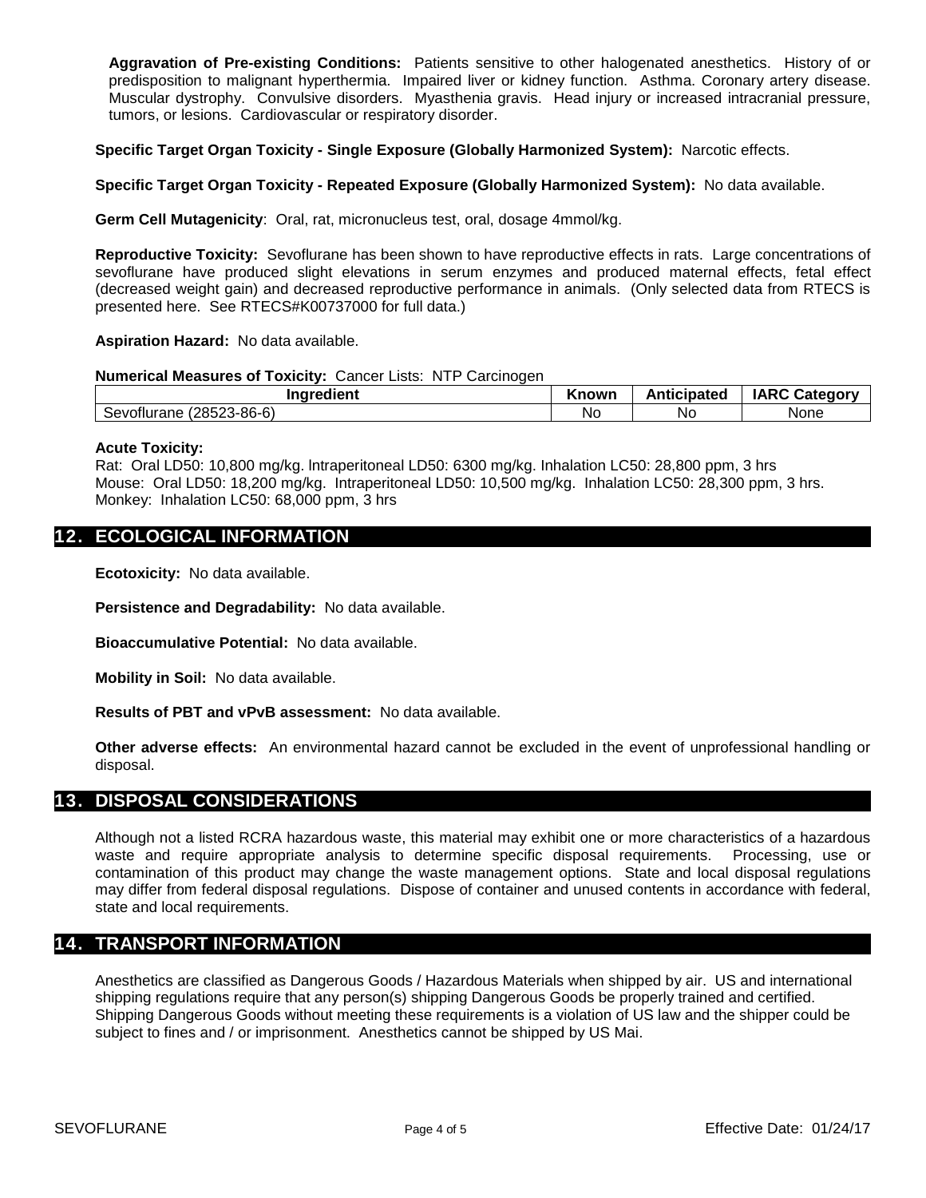**Aggravation of Pre-existing Conditions:** Patients sensitive to other halogenated anesthetics. History of or predisposition to malignant hyperthermia. Impaired liver or kidney function. Asthma. Coronary artery disease. Muscular dystrophy. Convulsive disorders. Myasthenia gravis. Head injury or increased intracranial pressure, tumors, or lesions. Cardiovascular or respiratory disorder.

**Specific Target Organ Toxicity - Single Exposure (Globally Harmonized System):** Narcotic effects.

**Specific Target Organ Toxicity - Repeated Exposure (Globally Harmonized System):** No data available.

**Germ Cell Mutagenicity**: Oral, rat, micronucleus test, oral, dosage 4mmol/kg.

**Reproductive Toxicity:** Sevoflurane has been shown to have reproductive effects in rats. Large concentrations of sevoflurane have produced slight elevations in serum enzymes and produced maternal effects, fetal effect (decreased weight gain) and decreased reproductive performance in animals. (Only selected data from RTECS is presented here. See RTECS#K00737000 for full data.)

**Aspiration Hazard:** No data available.

**Numerical Measures of Toxicity:** Cancer Lists: NTP Carcinogen

| Ingredient | Known | Anticipated | IARC Category |
|---|---|---|---|
| Sevoflurane (28523-86-6) | No | No | None |

**Acute Toxicity:**
Rat: Oral LD50: 10,800 mg/kg. Intraperitoneal LD50: 6300 mg/kg. Inhalation LC50: 28,800 ppm, 3 hrs
Mouse: Oral LD50: 18,200 mg/kg. Intraperitoneal LD50: 10,500 mg/kg. Inhalation LC50: 28,300 ppm, 3 hrs.
Monkey: Inhalation LC50: 68,000 ppm, 3 hrs

## 12. ECOLOGICAL INFORMATION

**Ecotoxicity:** No data available.

**Persistence and Degradability:** No data available.

**Bioaccumulative Potential:** No data available.

**Mobility in Soil:** No data available.

**Results of PBT and vPvB assessment:** No data available.

**Other adverse effects:** An environmental hazard cannot be excluded in the event of unprofessional handling or disposal.

## 13. DISPOSAL CONSIDERATIONS

Although not a listed RCRA hazardous waste, this material may exhibit one or more characteristics of a hazardous waste and require appropriate analysis to determine specific disposal requirements. Processing, use or contamination of this product may change the waste management options. State and local disposal regulations may differ from federal disposal regulations. Dispose of container and unused contents in accordance with federal, state and local requirements.

## 14. TRANSPORT INFORMATION

Anesthetics are classified as Dangerous Goods / Hazardous Materials when shipped by air. US and international shipping regulations require that any person(s) shipping Dangerous Goods be properly trained and certified. Shipping Dangerous Goods without meeting these requirements is a violation of US law and the shipper could be subject to fines and / or imprisonment. Anesthetics cannot be shipped by US Mai.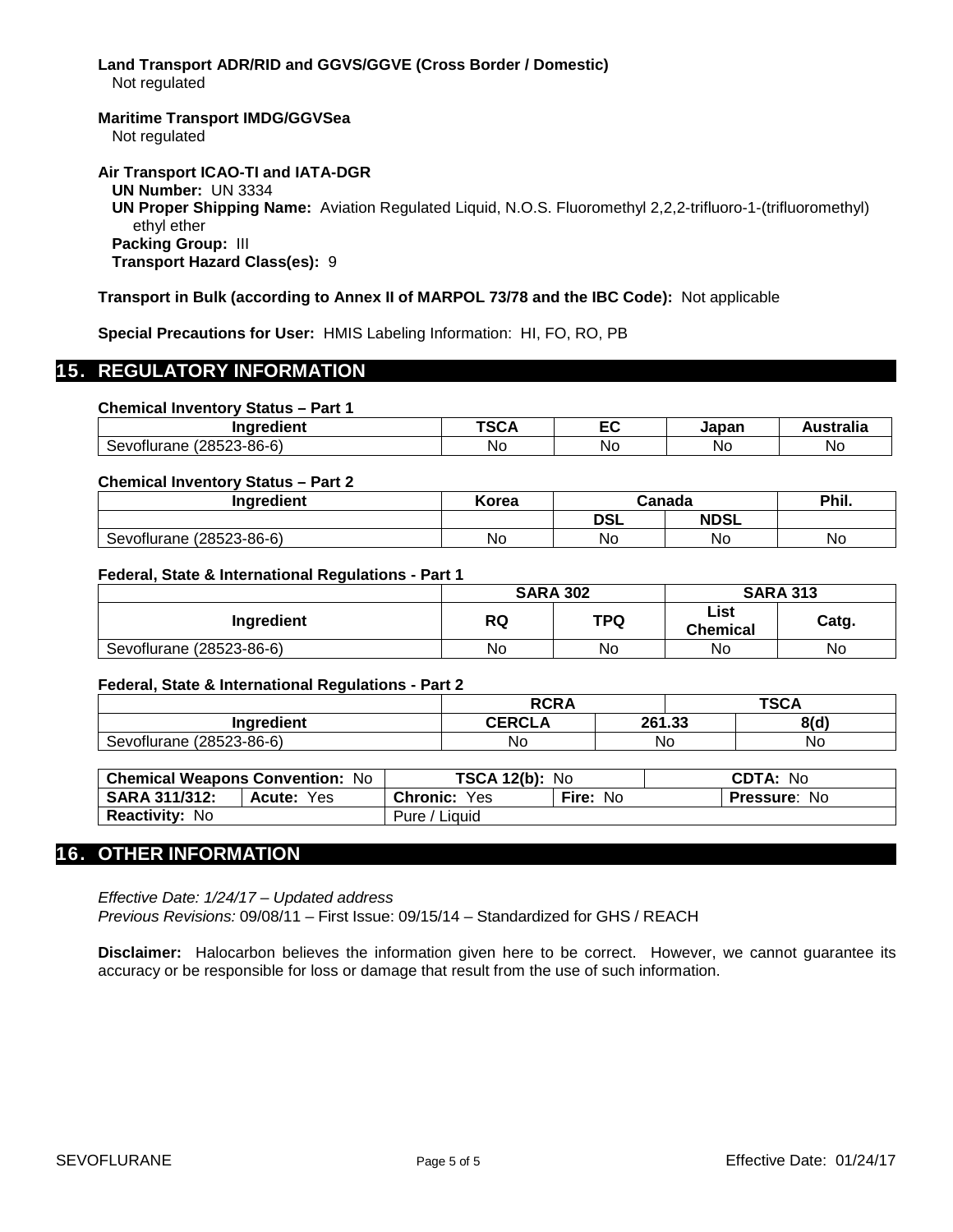**Land Transport ADR/RID and GGVS/GGVE (Cross Border / Domestic)**
Not regulated

**Maritime Transport IMDG/GGVSea**
Not regulated

**Air Transport ICAO-TI and IATA-DGR**
**UN Number:** UN 3334
**UN Proper Shipping Name:** Aviation Regulated Liquid, N.O.S. Fluoromethyl 2,2,2-trifluoro-1-(trifluoromethyl) ethyl ether
**Packing Group:** III
**Transport Hazard Class(es):** 9

**Transport in Bulk (according to Annex II of MARPOL 73/78 and the IBC Code):** Not applicable

**Special Precautions for User:** HMIS Labeling Information: HI, FO, RO, PB

## 15. REGULATORY INFORMATION

**Chemical Inventory Status – Part 1**

| Ingredient | TSCA | EC | Japan | Australia |
|---|---|---|---|---|
| Sevoflurane (28523-86-6) | No | No | No | No |

**Chemical Inventory Status – Part 2**

| Ingredient | Korea | Canada | | Phil. |
|---|---|---|---|---|
| | | DSL | NDSL | |
| Sevoflurane (28523-86-6) | No | No | No | No |

**Federal, State & International Regulations - Part 1**

| | SARA 302 | | SARA 313 | |
|---|---|---|---|---|
| Ingredient | RQ | TPQ | List Chemical | Catg. |
| Sevoflurane (28523-86-6) | No | No | No | No |

**Federal, State & International Regulations - Part 2**

| | RCRA | | TSCA |
|---|---|---|---|
| Ingredient | CERCLA | 261.33 | 8(d) |
| Sevoflurane (28523-86-6) | No | No | No |

| | | | | |
|---|---|---|---|---|
| **Chemical Weapons Convention:** No | | **TSCA 12(b):** No | | **CDTA:** No |
| **SARA 311/312:** | **Acute:** Yes | **Chronic:** Yes | **Fire:** No | **Pressure**: No |
| **Reactivity:** No | | Pure / Liquid | | |

## 16. OTHER INFORMATION

*Effective Date: 1/24/17 – Updated address*
*Previous Revisions:* 09/08/11 – First Issue: 09/15/14 – Standardized for GHS / REACH

**Disclaimer:** Halocarbon believes the information given here to be correct. However, we cannot guarantee its accuracy or be responsible for loss or damage that result from the use of such information.